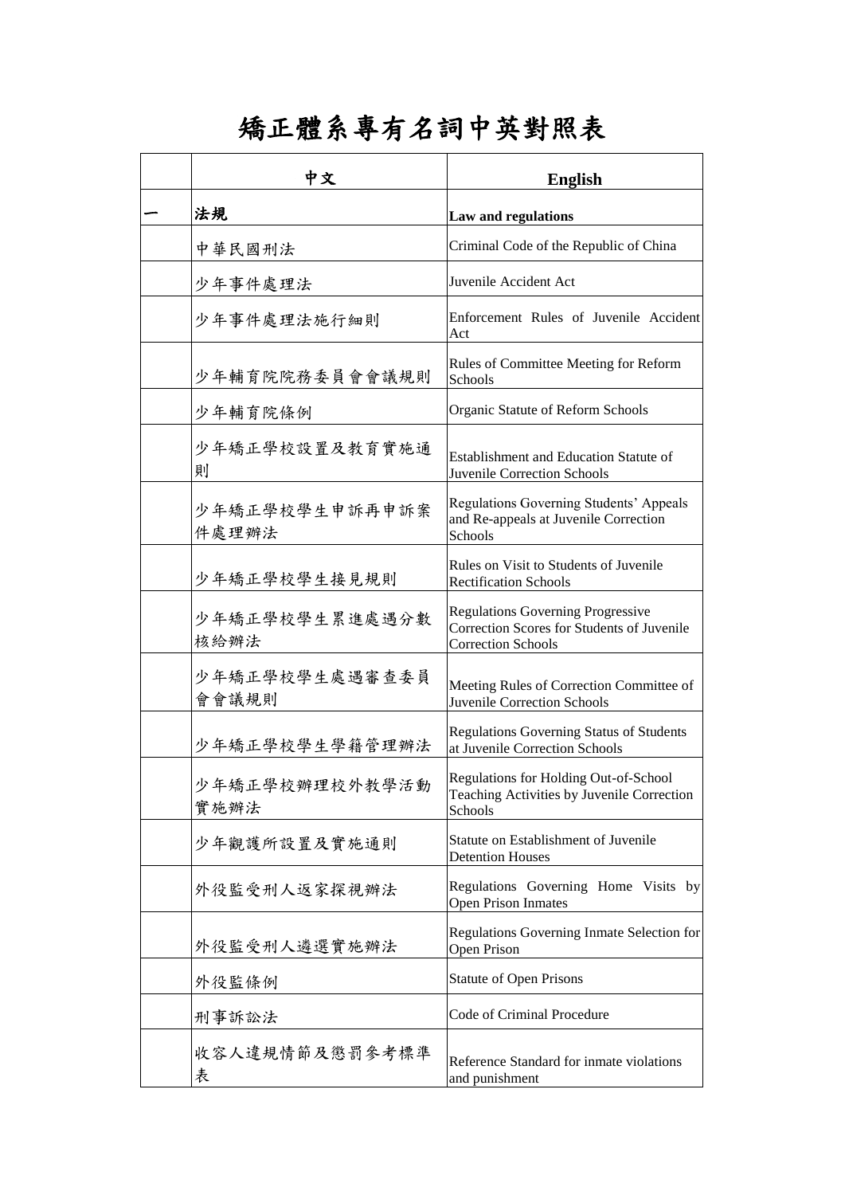# 矯正體系專有名詞中英對照表

| | 中文 | English |
|---|---|---|
| 一 | **法規** | **Law and regulations** |
| | 中華民國刑法 | Criminal Code of the Republic of China |
| | 少年事件處理法 | Juvenile Accident Act |
| | 少年事件處理法施行細則 | Enforcement Rules of Juvenile Accident Act |
| | 少年輔育院院務委員會會議規則 | Rules of Committee Meeting for Reform Schools |
| | 少年輔育院條例 | Organic Statute of Reform Schools |
| | 少年矯正學校設置及教育實施通則 | Establishment and Education Statute of Juvenile Correction Schools |
| | 少年矯正學校學生申訴再申訴案件處理辦法 | Regulations Governing Students' Appeals and Re-appeals at Juvenile Correction Schools |
| | 少年矯正學校學生接見規則 | Rules on Visit to Students of Juvenile Rectification Schools |
| | 少年矯正學校學生累進處遇分數核給辦法 | Regulations Governing Progressive Correction Scores for Students of Juvenile Correction Schools |
| | 少年矯正學校學生處遇審查委員會會議規則 | Meeting Rules of Correction Committee of Juvenile Correction Schools |
| | 少年矯正學校學生學籍管理辦法 | Regulations Governing Status of Students at Juvenile Correction Schools |
| | 少年矯正學校辦理校外教學活動實施辦法 | Regulations for Holding Out-of-School Teaching Activities by Juvenile Correction Schools |
| | 少年觀護所設置及實施通則 | Statute on Establishment of Juvenile Detention Houses |
| | 外役監受刑人返家探視辦法 | Regulations Governing Home Visits by Open Prison Inmates |
| | 外役監受刑人遴選實施辦法 | Regulations Governing Inmate Selection for Open Prison |
| | 外役監條例 | Statute of Open Prisons |
| | 刑事訴訟法 | Code of Criminal Procedure |
| | 收容人違規情節及懲罰參考標準表 | Reference Standard for inmate violations and punishment |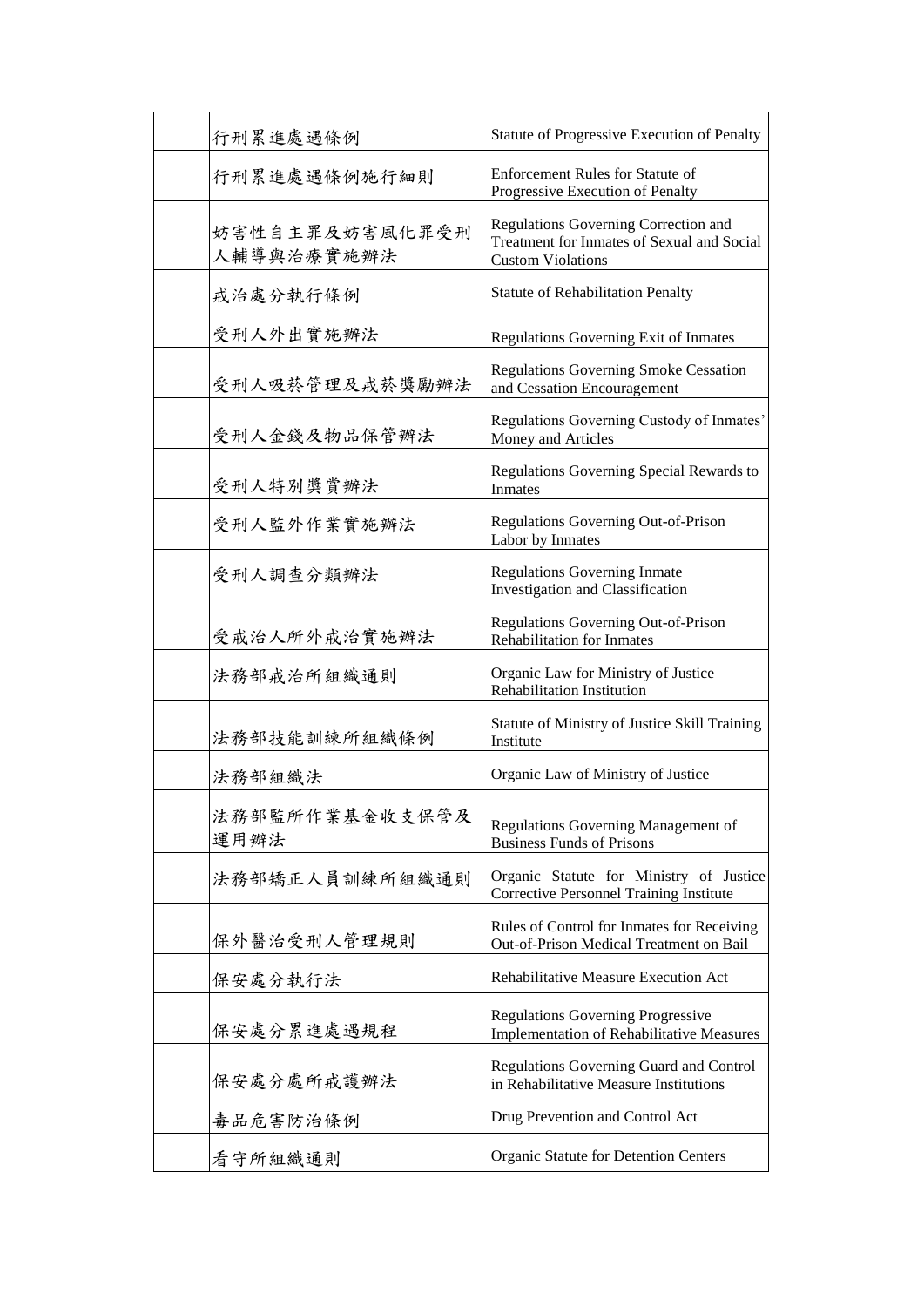|  |  |  |
|---|---|---|
|  | 行刑累進處遇條例 | Statute of Progressive Execution of Penalty |
|  | 行刑累進處遇條例施行細則 | Enforcement Rules for Statute of Progressive Execution of Penalty |
|  | 妨害性自主罪及妨害風化罪受刑人輔導與治療實施辦法 | Regulations Governing Correction and Treatment for Inmates of Sexual and Social Custom Violations |
|  | 戒治處分執行條例 | Statute of Rehabilitation Penalty |
|  | 受刑人外出實施辦法 | Regulations Governing Exit of Inmates |
|  | 受刑人吸菸管理及戒菸獎勵辦法 | Regulations Governing Smoke Cessation and Cessation Encouragement |
|  | 受刑人金錢及物品保管辦法 | Regulations Governing Custody of Inmates' Money and Articles |
|  | 受刑人特別獎賞辦法 | Regulations Governing Special Rewards to Inmates |
|  | 受刑人監外作業實施辦法 | Regulations Governing Out-of-Prison Labor by Inmates |
|  | 受刑人調查分類辦法 | Regulations Governing Inmate Investigation and Classification |
|  | 受戒治人所外戒治實施辦法 | Regulations Governing Out-of-Prison Rehabilitation for Inmates |
|  | 法務部戒治所組織通則 | Organic Law for Ministry of Justice Rehabilitation Institution |
|  | 法務部技能訓練所組織條例 | Statute of Ministry of Justice Skill Training Institute |
|  | 法務部組織法 | Organic Law of Ministry of Justice |
|  | 法務部監所作業基金收支保管及運用辦法 | Regulations Governing Management of Business Funds of Prisons |
|  | 法務部矯正人員訓練所組織通則 | Organic Statute for Ministry of Justice Corrective Personnel Training Institute |
|  | 保外醫治受刑人管理規則 | Rules of Control for Inmates for Receiving Out-of-Prison Medical Treatment on Bail |
|  | 保安處分執行法 | Rehabilitative Measure Execution Act |
|  | 保安處分累進處遇規程 | Regulations Governing Progressive Implementation of Rehabilitative Measures |
|  | 保安處分處所戒護辦法 | Regulations Governing Guard and Control in Rehabilitative Measure Institutions |
|  | 毒品危害防治條例 | Drug Prevention and Control Act |
|  | 看守所組織通則 | Organic Statute for Detention Centers |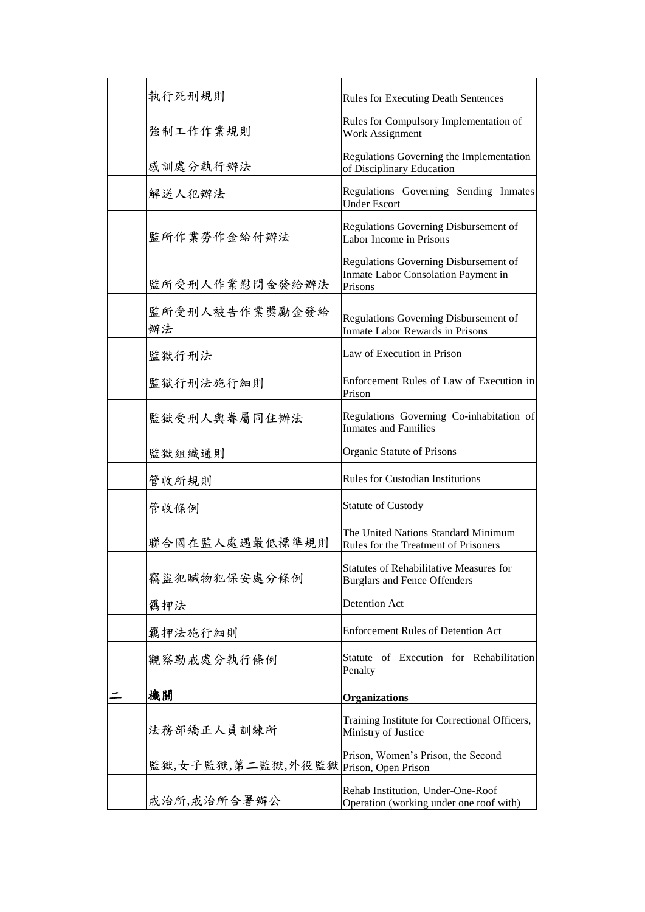| | | |
|---|---|---|
| | 執行死刑規則 | Rules for Executing Death Sentences |
| | 強制工作作業規則 | Rules for Compulsory Implementation of Work Assignment |
| | 感訓處分執行辦法 | Regulations Governing the Implementation of Disciplinary Education |
| | 解送人犯辦法 | Regulations Governing Sending Inmates Under Escort |
| | 監所作業勞作金給付辦法 | Regulations Governing Disbursement of Labor Income in Prisons |
| | 監所受刑人作業慰問金發給辦法 | Regulations Governing Disbursement of Inmate Labor Consolation Payment in Prisons |
| | 監所受刑人被告作業獎勵金發給辦法 | Regulations Governing Disbursement of Inmate Labor Rewards in Prisons |
| | 監獄行刑法 | Law of Execution in Prison |
| | 監獄行刑法施行細則 | Enforcement Rules of Law of Execution in Prison |
| | 監獄受刑人與眷屬同住辦法 | Regulations Governing Co-inhabitation of Inmates and Families |
| | 監獄組織通則 | Organic Statute of Prisons |
| | 管收所規則 | Rules for Custodian Institutions |
| | 管收條例 | Statute of Custody |
| | 聯合國在監人處遇最低標準規則 | The United Nations Standard Minimum Rules for the Treatment of Prisoners |
| | 竊盜犯贓物犯保安處分條例 | Statutes of Rehabilitative Measures for Burglars and Fence Offenders |
| | 羈押法 | Detention Act |
| | 羈押法施行細則 | Enforcement Rules of Detention Act |
| | 觀察勒戒處分執行條例 | Statute of Execution for Rehabilitation Penalty |
| 二 | **機關** | **Organizations** |
| | 法務部矯正人員訓練所 | Training Institute for Correctional Officers, Ministry of Justice |
| | 監獄,女子監獄,第二監獄,外役監獄 | Prison, Women's Prison, the Second Prison, Open Prison |
| | 戒治所,戒治所合署辦公 | Rehab Institution, Under-One-Roof Operation (working under one roof with) |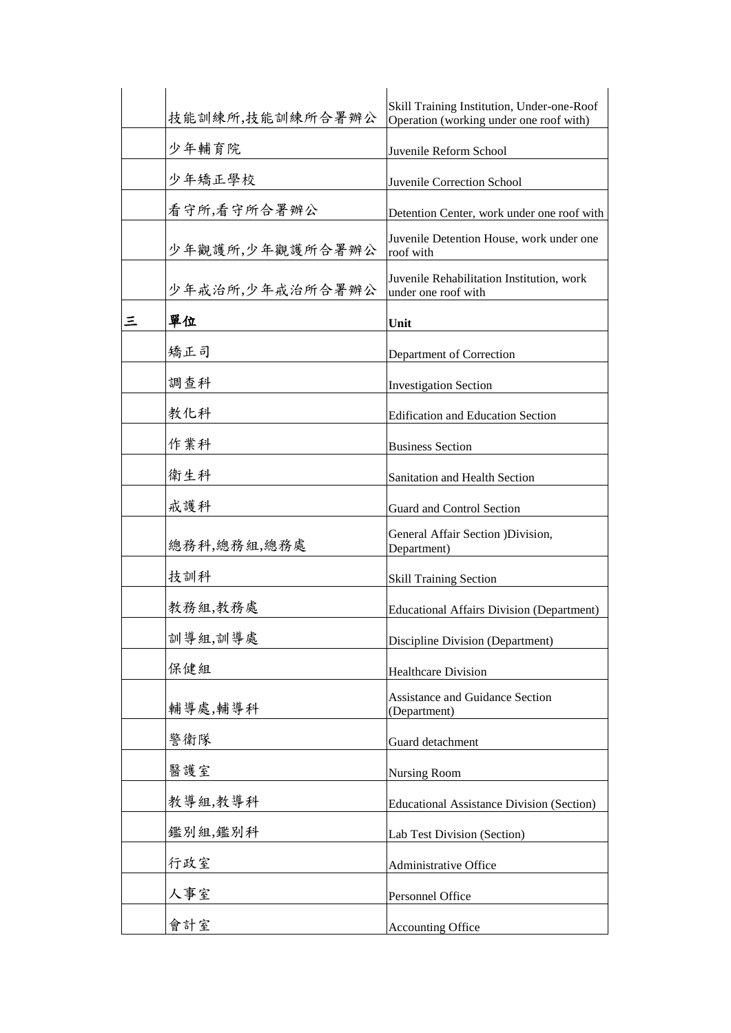|  |  |  |
| --- | --- | --- |
|  | 技能訓練所,技能訓練所合署辦公 | Skill Training Institution, Under-one-Roof Operation (working under one roof with) |
|  | 少年輔育院 | Juvenile Reform School |
|  | 少年矯正學校 | Juvenile Correction School |
|  | 看守所,看守所合署辦公 | Detention Center, work under one roof with |
|  | 少年觀護所,少年觀護所合署辦公 | Juvenile Detention House, work under one roof with |
|  | 少年戒治所,少年戒治所合署辦公 | Juvenile Rehabilitation Institution, work under one roof with |
| **三** | **單位** | **Unit** |
|  | 矯正司 | Department of Correction |
|  | 調查科 | Investigation Section |
|  | 教化科 | Edification and Education Section |
|  | 作業科 | Business Section |
|  | 衛生科 | Sanitation and Health Section |
|  | 戒護科 | Guard and Control Section |
|  | 總務科,總務組,總務處 | General Affair Section )Division, Department) |
|  | 技訓科 | Skill Training Section |
|  | 教務組,教務處 | Educational Affairs Division (Department) |
|  | 訓導組,訓導處 | Discipline Division (Department) |
|  | 保健組 | Healthcare Division |
|  | 輔導處,輔導科 | Assistance and Guidance Section (Department) |
|  | 警衛隊 | Guard detachment |
|  | 醫護室 | Nursing Room |
|  | 教導組,教導科 | Educational Assistance Division (Section) |
|  | 鑑別組,鑑別科 | Lab Test Division (Section) |
|  | 行政室 | Administrative Office |
|  | 人事室 | Personnel Office |
|  | 會計室 | Accounting Office |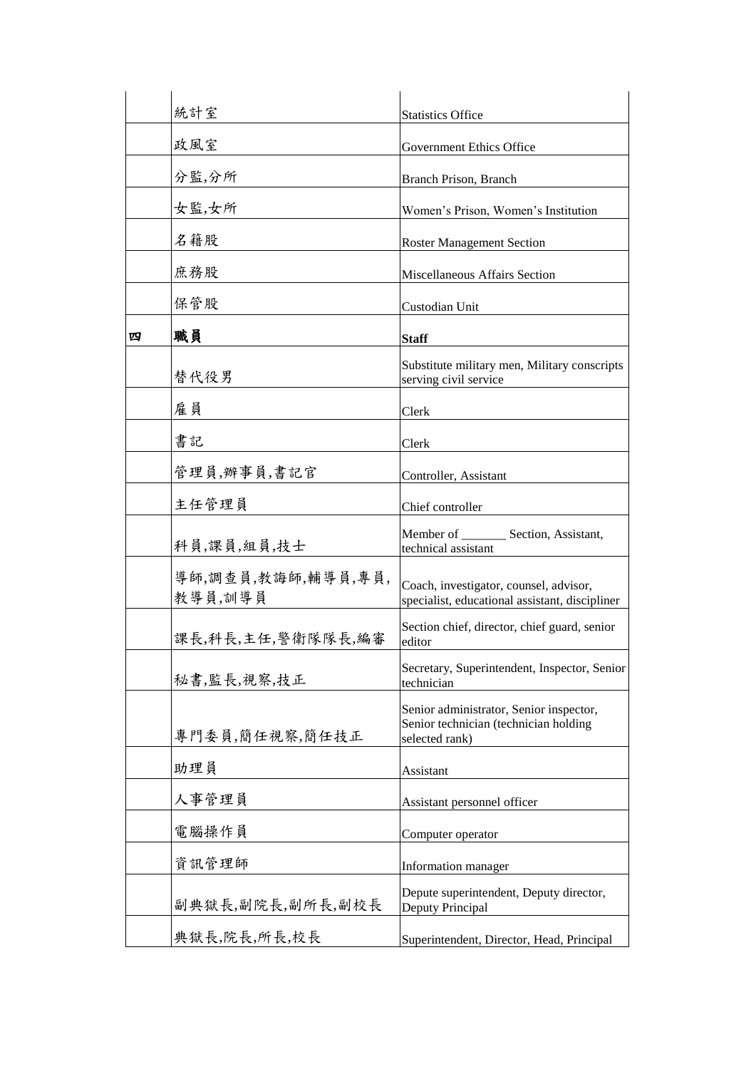|  |  |  |
|---|---|---|
|  | 統計室 | Statistics Office |
|  | 政風室 | Government Ethics Office |
|  | 分監,分所 | Branch Prison, Branch |
|  | 女監,女所 | Women's Prison, Women's Institution |
|  | 名籍股 | Roster Management Section |
|  | 庶務股 | Miscellaneous Affairs Section |
|  | 保管股 | Custodian Unit |
| **四** | **職員** | **Staff** |
|  | 替代役男 | Substitute military men, Military conscripts serving civil service |
|  | 雇員 | Clerk |
|  | 書記 | Clerk |
|  | 管理員,辦事員,書記官 | Controller, Assistant |
|  | 主任管理員 | Chief controller |
|  | 科員,課員,組員,技士 | Member of _______ Section, Assistant, technical assistant |
|  | 導師,調查員,教誨師,輔導員,專員,教導員,訓導員 | Coach, investigator, counsel, advisor, specialist, educational assistant, discipliner |
|  | 課長,科長,主任,警衛隊隊長,編審 | Section chief, director, chief guard, senior editor |
|  | 秘書,監長,視察,技正 | Secretary, Superintendent, Inspector, Senior technician |
|  | 專門委員,簡任視察,簡任技正 | Senior administrator, Senior inspector, Senior technician (technician holding selected rank) |
|  | 助理員 | Assistant |
|  | 人事管理員 | Assistant personnel officer |
|  | 電腦操作員 | Computer operator |
|  | 資訊管理師 | Information manager |
|  | 副典獄長,副院長,副所長,副校長 | Depute superintendent, Deputy director, Deputy Principal |
|  | 典獄長,院長,所長,校長 | Superintendent, Director, Head, Principal |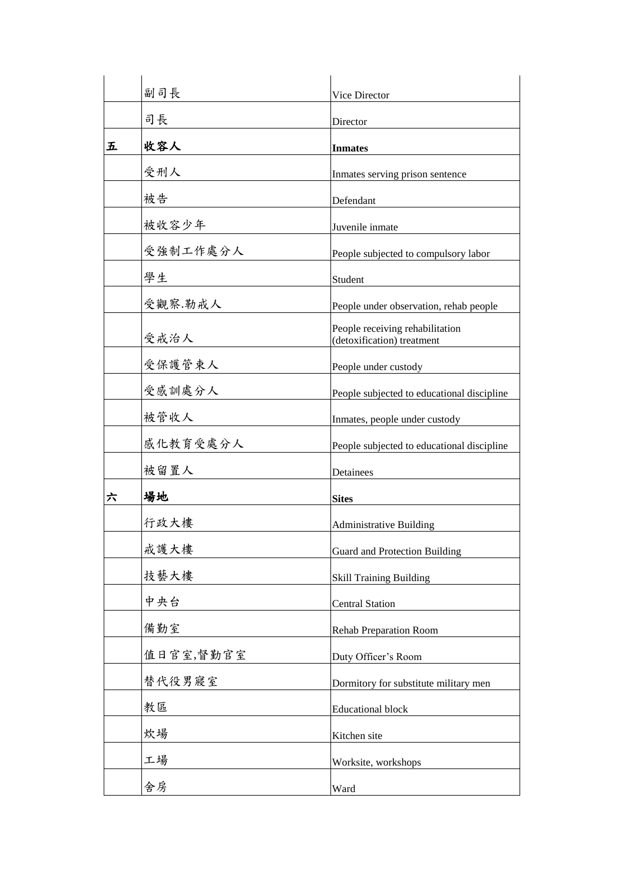| | | |
|---|---|---|
| | 副司長 | Vice Director |
| | 司長 | Director |
| **五** | **收容人** | **Inmates** |
| | 受刑人 | Inmates serving prison sentence |
| | 被告 | Defendant |
| | 被收容少年 | Juvenile inmate |
| | 受強制工作處分人 | People subjected to compulsory labor |
| | 學生 | Student |
| | 受觀察.勒戒人 | People under observation, rehab people |
| | 受戒治人 | People receiving rehabilitation (detoxification) treatment |
| | 受保護管束人 | People under custody |
| | 受感訓處分人 | People subjected to educational discipline |
| | 被管收人 | Inmates, people under custody |
| | 感化教育受處分人 | People subjected to educational discipline |
| | 被留置人 | Detainees |
| **六** | **場地** | **Sites** |
| | 行政大樓 | Administrative Building |
| | 戒護大樓 | Guard and Protection Building |
| | 技藝大樓 | Skill Training Building |
| | 中央台 | Central Station |
| | 備勤室 | Rehab Preparation Room |
| | 值日官室,督勤官室 | Duty Officer's Room |
| | 替代役男寢室 | Dormitory for substitute military men |
| | 教區 | Educational block |
| | 炊場 | Kitchen site |
| | 工場 | Worksite, workshops |
| | 舍房 | Ward |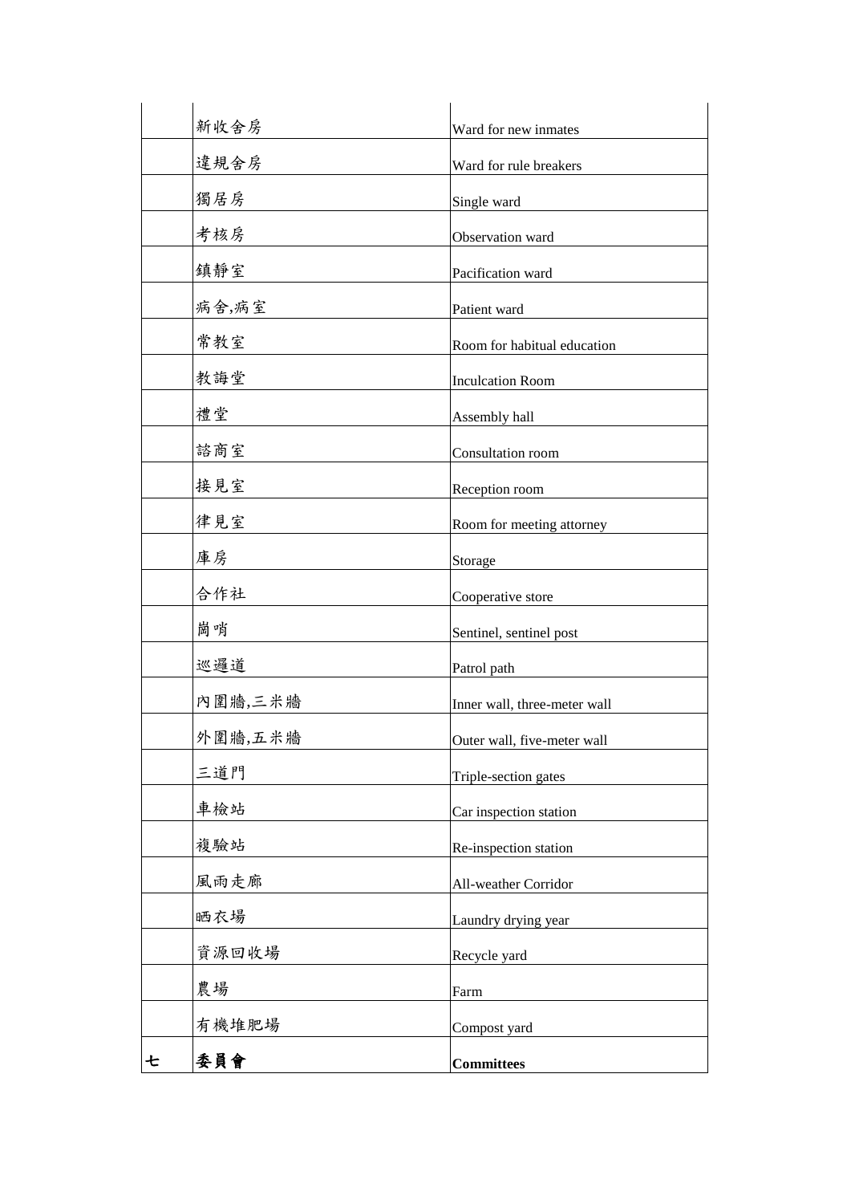| | | |
|---|---|---|
| | 新收舍房 | Ward for new inmates |
| | 違規舍房 | Ward for rule breakers |
| | 獨居房 | Single ward |
| | 考核房 | Observation ward |
| | 鎮靜室 | Pacification ward |
| | 病舍,病室 | Patient ward |
| | 常教室 | Room for habitual education |
| | 教誨堂 | Inculcation Room |
| | 禮堂 | Assembly hall |
| | 諮商室 | Consultation room |
| | 接見室 | Reception room |
| | 律見室 | Room for meeting attorney |
| | 庫房 | Storage |
| | 合作社 | Cooperative store |
| | 崗哨 | Sentinel, sentinel post |
| | 巡邏道 | Patrol path |
| | 內圍牆,三米牆 | Inner wall, three-meter wall |
| | 外圍牆,五米牆 | Outer wall, five-meter wall |
| | 三道門 | Triple-section gates |
| | 車檢站 | Car inspection station |
| | 複驗站 | Re-inspection station |
| | 風雨走廊 | All-weather Corridor |
| | 晒衣場 | Laundry drying year |
| | 資源回收場 | Recycle yard |
| | 農場 | Farm |
| | 有機堆肥場 | Compost yard |
| **七** | **委員會** | **Committees** |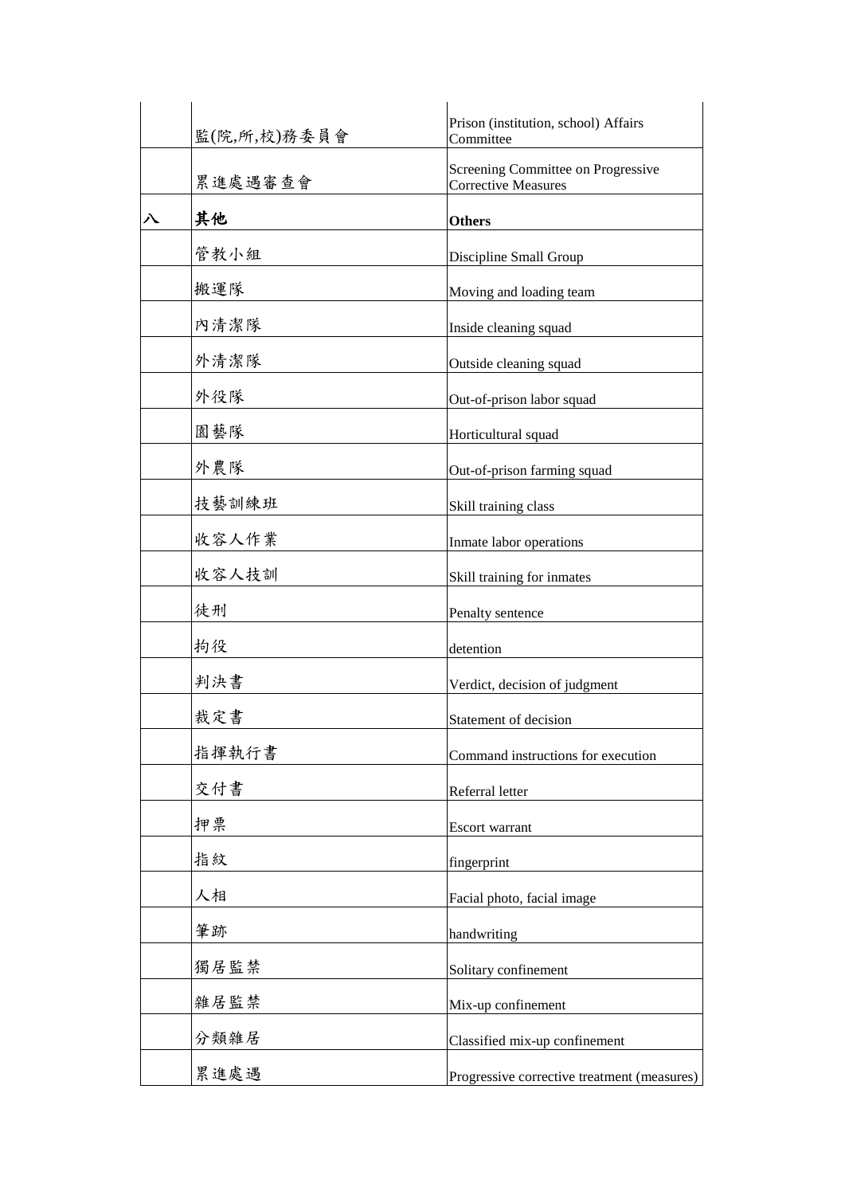| | | |
|---|---|---|
| | 監(院,所,校)務委員會 | Prison (institution, school) Affairs Committee |
| | 累進處遇審查會 | Screening Committee on Progressive Corrective Measures |
| **八** | **其他** | **Others** |
| | 管教小組 | Discipline Small Group |
| | 搬運隊 | Moving and loading team |
| | 內清潔隊 | Inside cleaning squad |
| | 外清潔隊 | Outside cleaning squad |
| | 外役隊 | Out-of-prison labor squad |
| | 園藝隊 | Horticultural squad |
| | 外農隊 | Out-of-prison farming squad |
| | 技藝訓練班 | Skill training class |
| | 收容人作業 | Inmate labor operations |
| | 收容人技訓 | Skill training for inmates |
| | 徒刑 | Penalty sentence |
| | 拘役 | detention |
| | 判決書 | Verdict, decision of judgment |
| | 裁定書 | Statement of decision |
| | 指揮執行書 | Command instructions for execution |
| | 交付書 | Referral letter |
| | 押票 | Escort warrant |
| | 指紋 | fingerprint |
| | 人相 | Facial photo, facial image |
| | 筆跡 | handwriting |
| | 獨居監禁 | Solitary confinement |
| | 雜居監禁 | Mix-up confinement |
| | 分類雜居 | Classified mix-up confinement |
| | 累進處遇 | Progressive corrective treatment (measures) |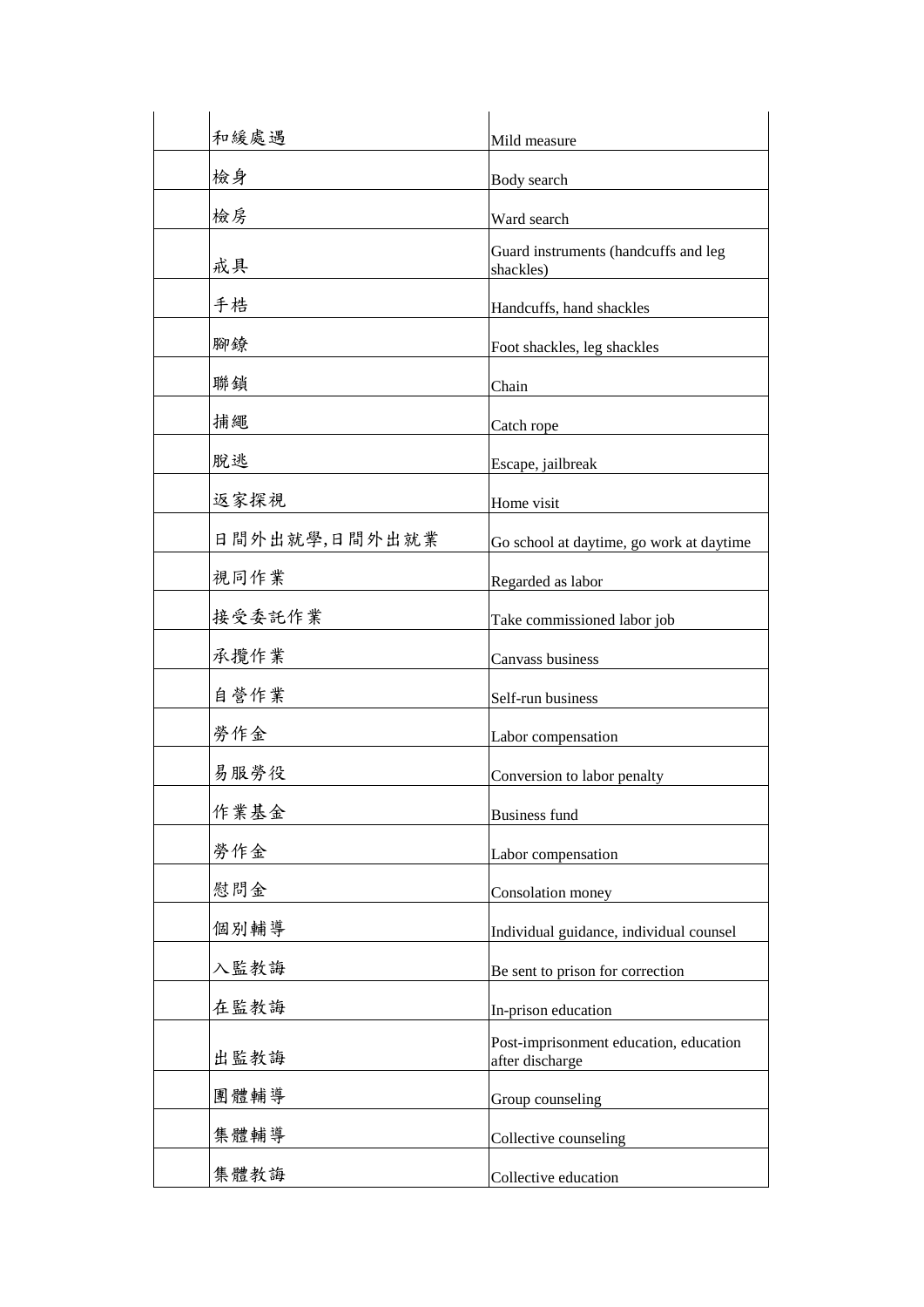| | | |
|---|---|---|
| | 和緩處遇 | Mild measure |
| | 檢身 | Body search |
| | 檢房 | Ward search |
| | 戒具 | Guard instruments (handcuffs and leg shackles) |
| | 手梏 | Handcuffs, hand shackles |
| | 腳鐐 | Foot shackles, leg shackles |
| | 聯鎖 | Chain |
| | 捕繩 | Catch rope |
| | 脫逃 | Escape, jailbreak |
| | 返家探視 | Home visit |
| | 日間外出就學,日間外出就業 | Go school at daytime, go work at daytime |
| | 視同作業 | Regarded as labor |
| | 接受委託作業 | Take commissioned labor job |
| | 承攬作業 | Canvass business |
| | 自營作業 | Self-run business |
| | 勞作金 | Labor compensation |
| | 易服勞役 | Conversion to labor penalty |
| | 作業基金 | Business fund |
| | 勞作金 | Labor compensation |
| | 慰問金 | Consolation money |
| | 個別輔導 | Individual guidance, individual counsel |
| | 入監教誨 | Be sent to prison for correction |
| | 在監教誨 | In-prison education |
| | 出監教誨 | Post-imprisonment education, education after discharge |
| | 團體輔導 | Group counseling |
| | 集體輔導 | Collective counseling |
| | 集體教誨 | Collective education |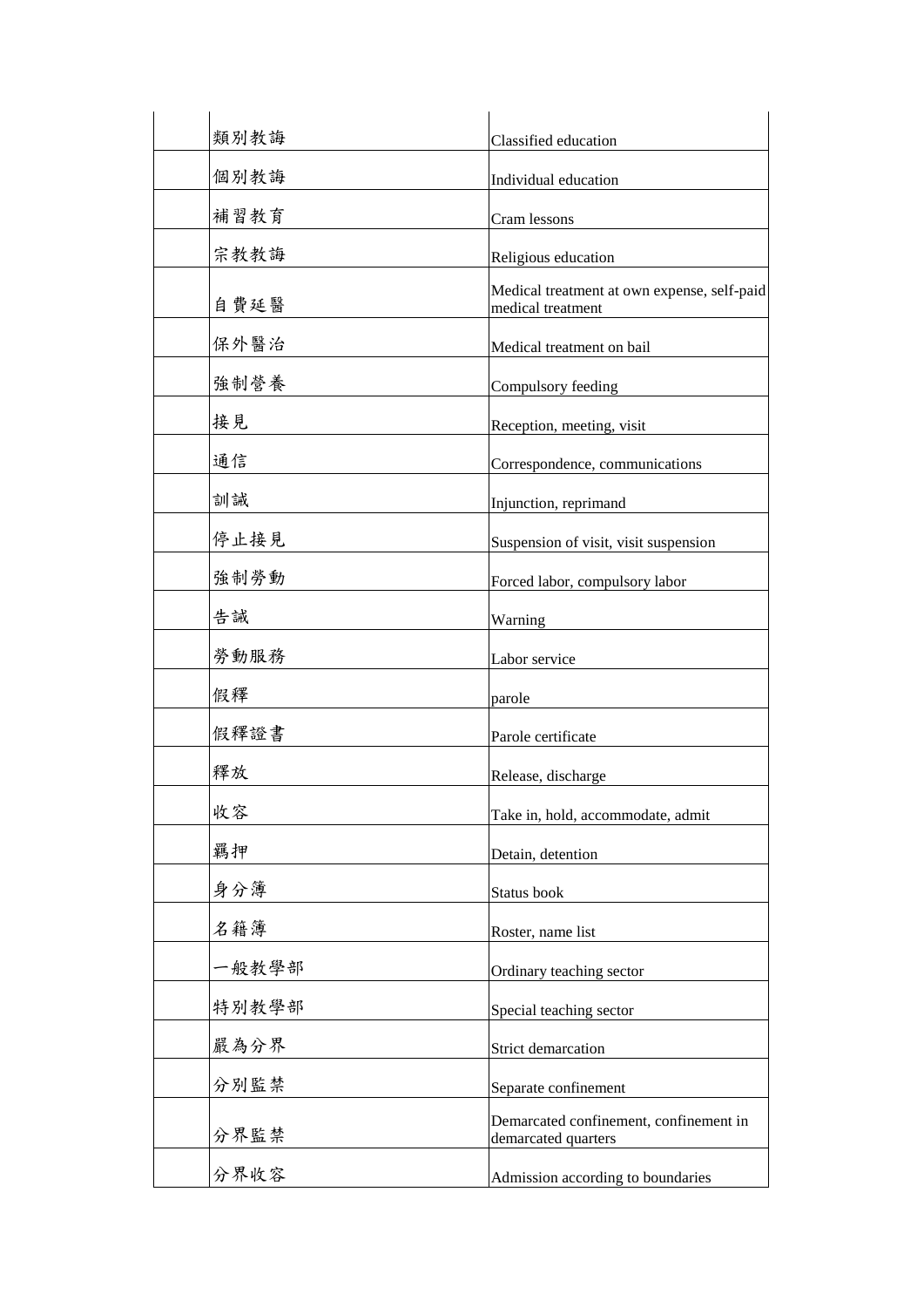| | | |
|---|---|---|
| | 類別教誨 | Classified education |
| | 個別教誨 | Individual education |
| | 補習教育 | Cram lessons |
| | 宗教教誨 | Religious education |
| | 自費延醫 | Medical treatment at own expense, self-paid medical treatment |
| | 保外醫治 | Medical treatment on bail |
| | 強制營養 | Compulsory feeding |
| | 接見 | Reception, meeting, visit |
| | 通信 | Correspondence, communications |
| | 訓誡 | Injunction, reprimand |
| | 停止接見 | Suspension of visit, visit suspension |
| | 強制勞動 | Forced labor, compulsory labor |
| | 告誡 | Warning |
| | 勞動服務 | Labor service |
| | 假釋 | parole |
| | 假釋證書 | Parole certificate |
| | 釋放 | Release, discharge |
| | 收容 | Take in, hold, accommodate, admit |
| | 羈押 | Detain, detention |
| | 身分簿 | Status book |
| | 名籍簿 | Roster, name list |
| | 一般教學部 | Ordinary teaching sector |
| | 特別教學部 | Special teaching sector |
| | 嚴為分界 | Strict demarcation |
| | 分別監禁 | Separate confinement |
| | 分界監禁 | Demarcated confinement, confinement in demarcated quarters |
| | 分界收容 | Admission according to boundaries |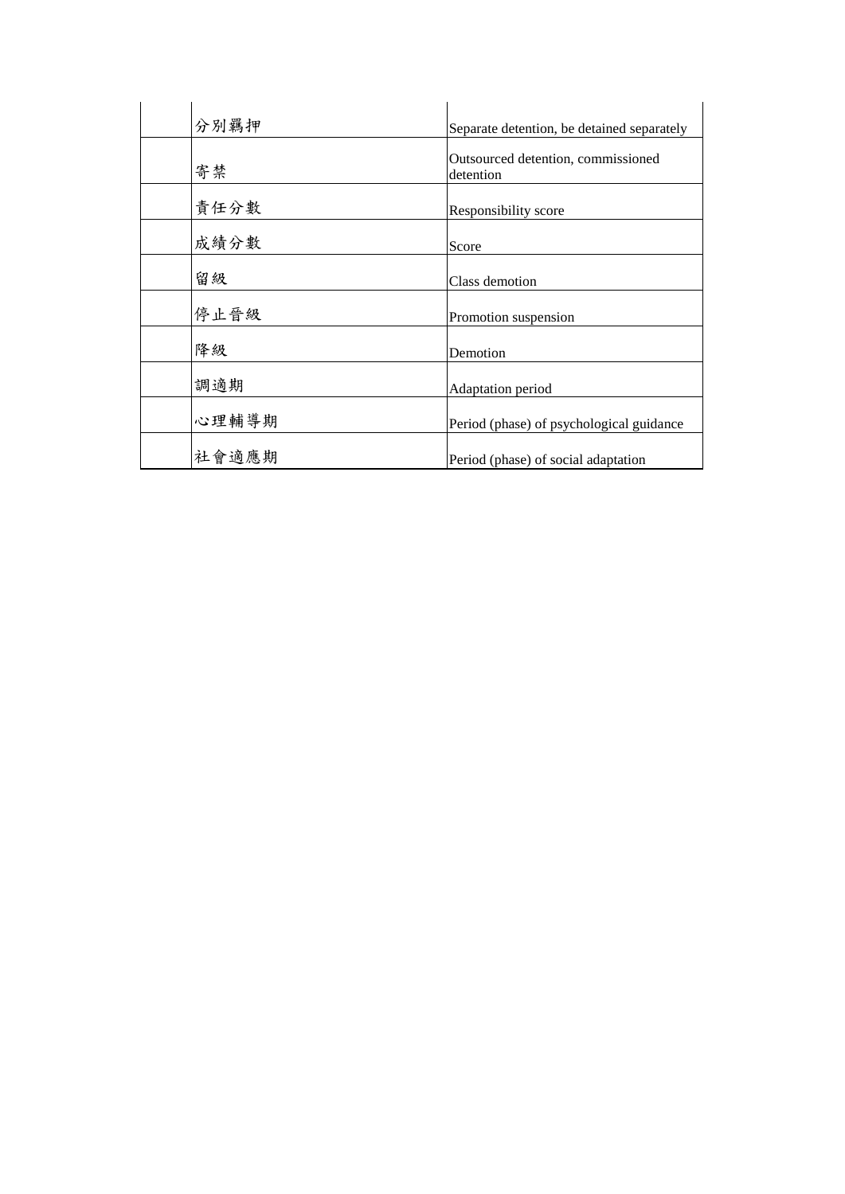| | | |
|---|---|---|
| | 分別羈押 | Separate detention, be detained separately |
| | 寄禁 | Outsourced detention, commissioned detention |
| | 責任分數 | Responsibility score |
| | 成績分數 | Score |
| | 留級 | Class demotion |
| | 停止晉級 | Promotion suspension |
| | 降級 | Demotion |
| | 調適期 | Adaptation period |
| | 心理輔導期 | Period (phase) of psychological guidance |
| | 社會適應期 | Period (phase) of social adaptation |